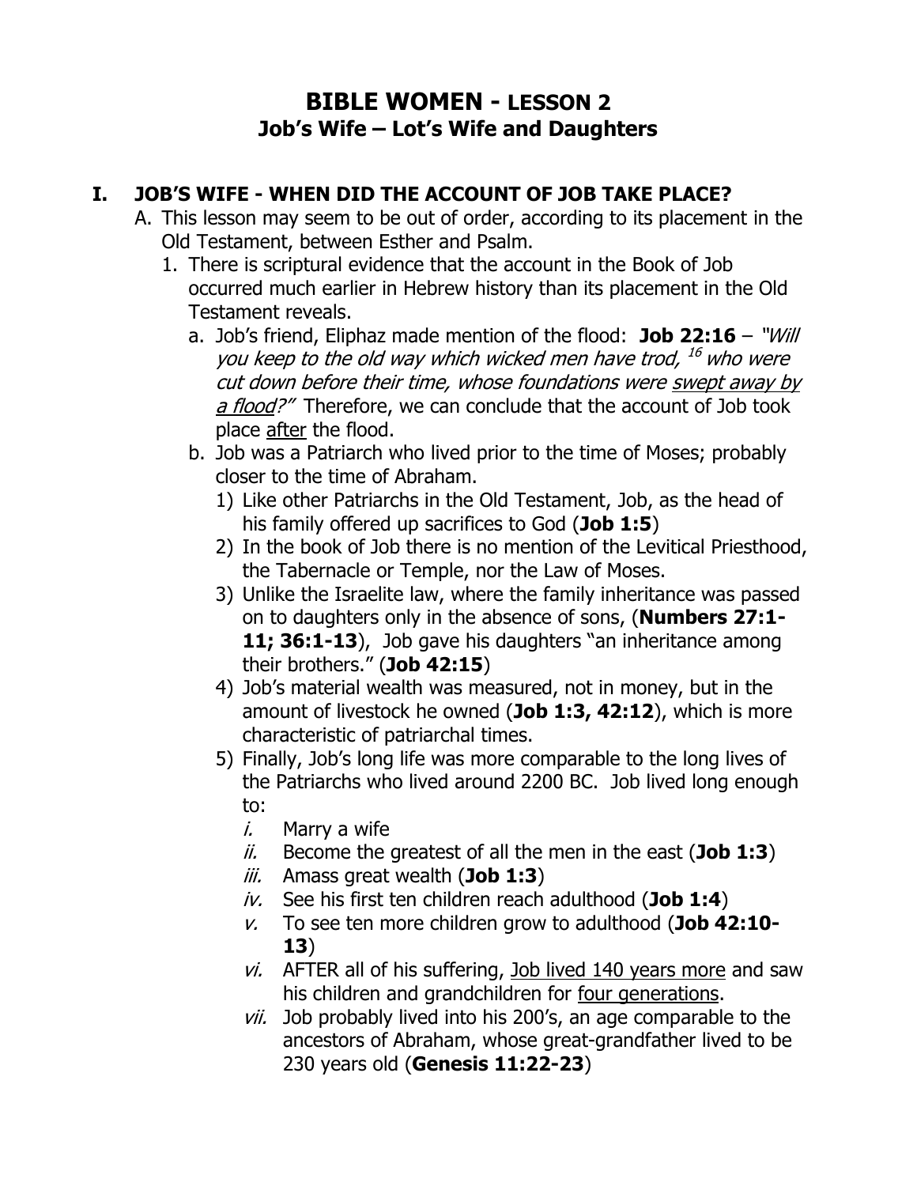# BIBLE WOMEN - LESSON 2
## Job's Wife – Lot's Wife and Daughters

## I. JOB'S WIFE - WHEN DID THE ACCOUNT OF JOB TAKE PLACE?

A. This lesson may seem to be out of order, according to its placement in the Old Testament, between Esther and Psalm.

1. There is scriptural evidence that the account in the Book of Job occurred much earlier in Hebrew history than its placement in the Old Testament reveals.
   a. Job's friend, Eliphaz made mention of the flood: **Job 22:16** – *"Will you keep to the old way which wicked men have trod,* [16] *who were cut down before their time, whose foundations were swept away by a flood?"* Therefore, we can conclude that the account of Job took place after the flood.
   b. Job was a Patriarch who lived prior to the time of Moses; probably closer to the time of Abraham.
      1) Like other Patriarchs in the Old Testament, Job, as the head of his family offered up sacrifices to God (**Job 1:5**)
      2) In the book of Job there is no mention of the Levitical Priesthood, the Tabernacle or Temple, nor the Law of Moses.
      3) Unlike the Israelite law, where the family inheritance was passed on to daughters only in the absence of sons, (**Numbers 27:1-11; 36:1-13**), Job gave his daughters "an inheritance among their brothers." (**Job 42:15**)
      4) Job's material wealth was measured, not in money, but in the amount of livestock he owned (**Job 1:3, 42:12**), which is more characteristic of patriarchal times.
      5) Finally, Job's long life was more comparable to the long lives of the Patriarchs who lived around 2200 BC. Job lived long enough to:
         *i.* Marry a wife
         *ii.* Become the greatest of all the men in the east (**Job 1:3**)
         *iii.* Amass great wealth (**Job 1:3**)
         *iv.* See his first ten children reach adulthood (**Job 1:4**)
         *v.* To see ten more children grow to adulthood (**Job 42:10-13**)
         *vi.* AFTER all of his suffering, Job lived 140 years more and saw his children and grandchildren for four generations.
         *vii.* Job probably lived into his 200's, an age comparable to the ancestors of Abraham, whose great-grandfather lived to be 230 years old (**Genesis 11:22-23**)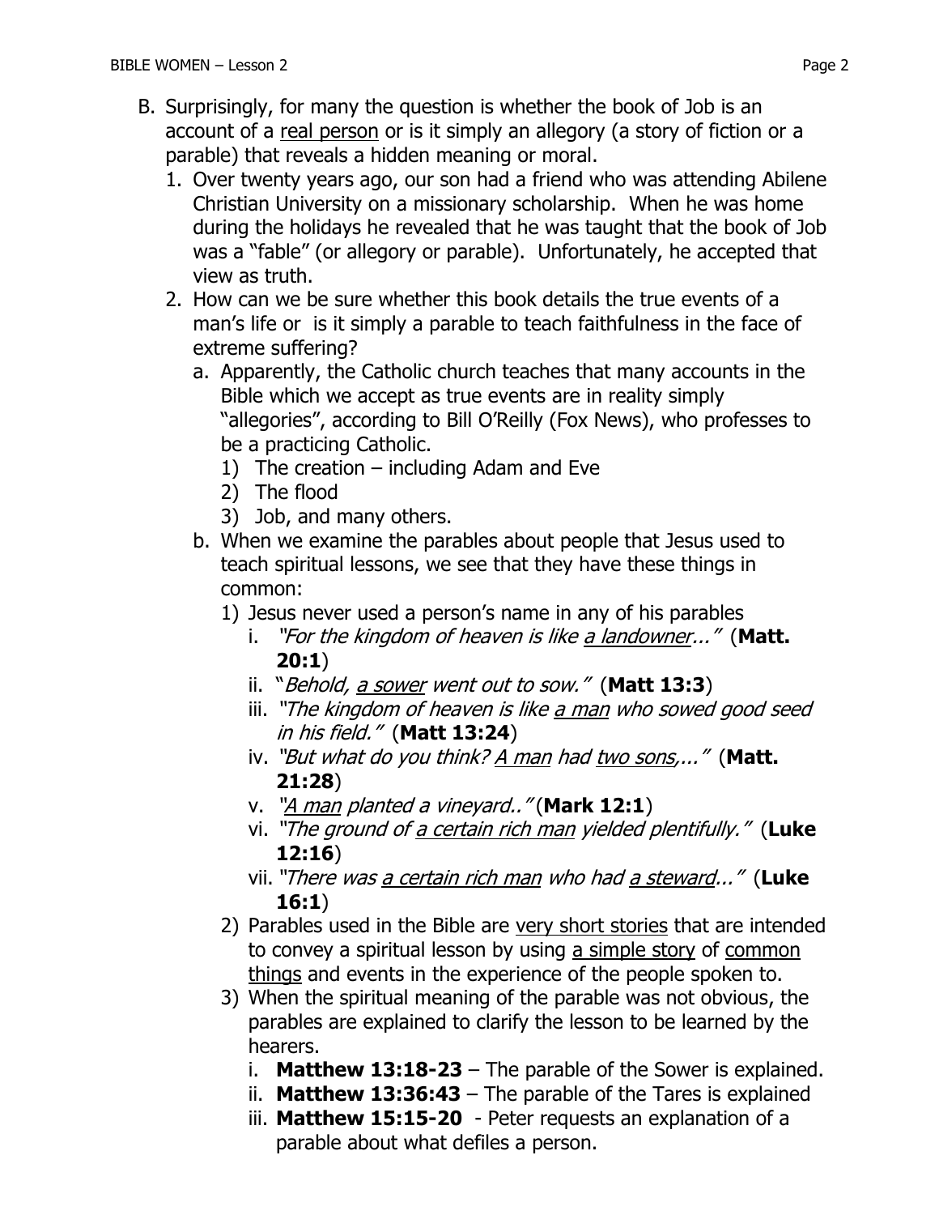B. Surprisingly, for many the question is whether the book of Job is an account of a <u>real person</u> or is it simply an allegory (a story of fiction or a parable) that reveals a hidden meaning or moral.

   1. Over twenty years ago, our son had a friend who was attending Abilene Christian University on a missionary scholarship. When he was home during the holidays he revealed that he was taught that the book of Job was a "fable" (or allegory or parable). Unfortunately, he accepted that view as truth.
   2. How can we be sure whether this book details the true events of a man's life or is it simply a parable to teach faithfulness in the face of extreme suffering?
      a. Apparently, the Catholic church teaches that many accounts in the Bible which we accept as true events are in reality simply "allegories", according to Bill O'Reilly (Fox News), who professes to be a practicing Catholic.
         1) The creation – including Adam and Eve
         2) The flood
         3) Job, and many others.
      b. When we examine the parables about people that Jesus used to teach spiritual lessons, we see that they have these things in common:
         1) Jesus never used a person's name in any of his parables
            i. *"For the kingdom of heaven is like <u>a landowner</u>..."* (**Matt. 20:1**)
            ii. "*Behold, <u>a sower</u> went out to sow."* (**Matt 13:3**)
            iii. *"The kingdom of heaven is like <u>a man</u> who sowed good seed in his field."* (**Matt 13:24**)
            iv. *"But what do you think? <u>A man</u> had <u>two sons</u>,..."* (**Matt. 21:28**)
            v. *"<u>A man</u> planted a vineyard.."* (**Mark 12:1**)
            vi. *"The ground of <u>a certain rich man</u> yielded plentifully."* (**Luke 12:16**)
            vii. *"There was <u>a certain rich man</u> who had <u>a steward</u>..."* (**Luke 16:1**)
         2) Parables used in the Bible are <u>very short stories</u> that are intended to convey a spiritual lesson by using <u>a simple story</u> of <u>common things</u> and events in the experience of the people spoken to.
         3) When the spiritual meaning of the parable was not obvious, the parables are explained to clarify the lesson to be learned by the hearers.
            i. **Matthew 13:18-23** – The parable of the Sower is explained.
            ii. **Matthew 13:36:43** – The parable of the Tares is explained
            iii. **Matthew 15:15-20** - Peter requests an explanation of a parable about what defiles a person.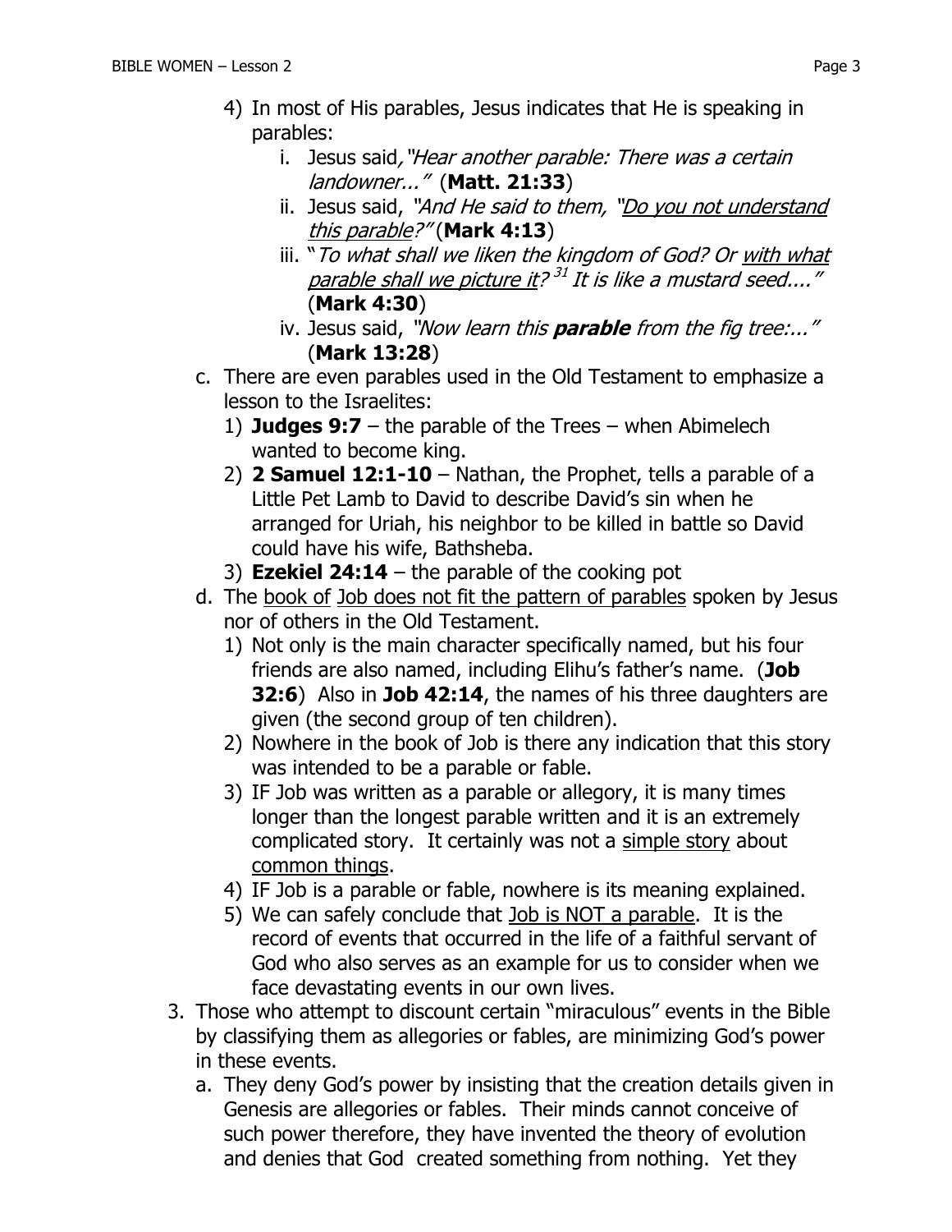4) In most of His parables, Jesus indicates that He is speaking in parables:
    i. Jesus said, *"Hear another parable: There was a certain landowner..."* (**Matt. 21:33**)
    ii. Jesus said, *"And He said to them, "Do you not understand this parable?"* (**Mark 4:13**)
    iii. "*To what shall we liken the kingdom of God? Or with what parable shall we picture it?* [31] *It is like a mustard seed...."* (**Mark 4:30**)
    iv. Jesus said, *"Now learn this **parable** from the fig tree:..."* (**Mark 13:28**)

c. There are even parables used in the Old Testament to emphasize a lesson to the Israelites:
    1) **Judges 9:7** – the parable of the Trees – when Abimelech wanted to become king.
    2) **2 Samuel 12:1-10** – Nathan, the Prophet, tells a parable of a Little Pet Lamb to David to describe David's sin when he arranged for Uriah, his neighbor to be killed in battle so David could have his wife, Bathsheba.
    3) **Ezekiel 24:14** – the parable of the cooking pot

d. The book of Job does not fit the pattern of parables spoken by Jesus nor of others in the Old Testament.
    1) Not only is the main character specifically named, but his four friends are also named, including Elihu's father's name. (**Job 32:6**) Also in **Job 42:14**, the names of his three daughters are given (the second group of ten children).
    2) Nowhere in the book of Job is there any indication that this story was intended to be a parable or fable.
    3) IF Job was written as a parable or allegory, it is many times longer than the longest parable written and it is an extremely complicated story. It certainly was not a simple story about common things.
    4) IF Job is a parable or fable, nowhere is its meaning explained.
    5) We can safely conclude that Job is NOT a parable. It is the record of events that occurred in the life of a faithful servant of God who also serves as an example for us to consider when we face devastating events in our own lives.

3. Those who attempt to discount certain "miraculous" events in the Bible by classifying them as allegories or fables, are minimizing God's power in these events.
    a. They deny God's power by insisting that the creation details given in Genesis are allegories or fables. Their minds cannot conceive of such power therefore, they have invented the theory of evolution and denies that God created something from nothing. Yet they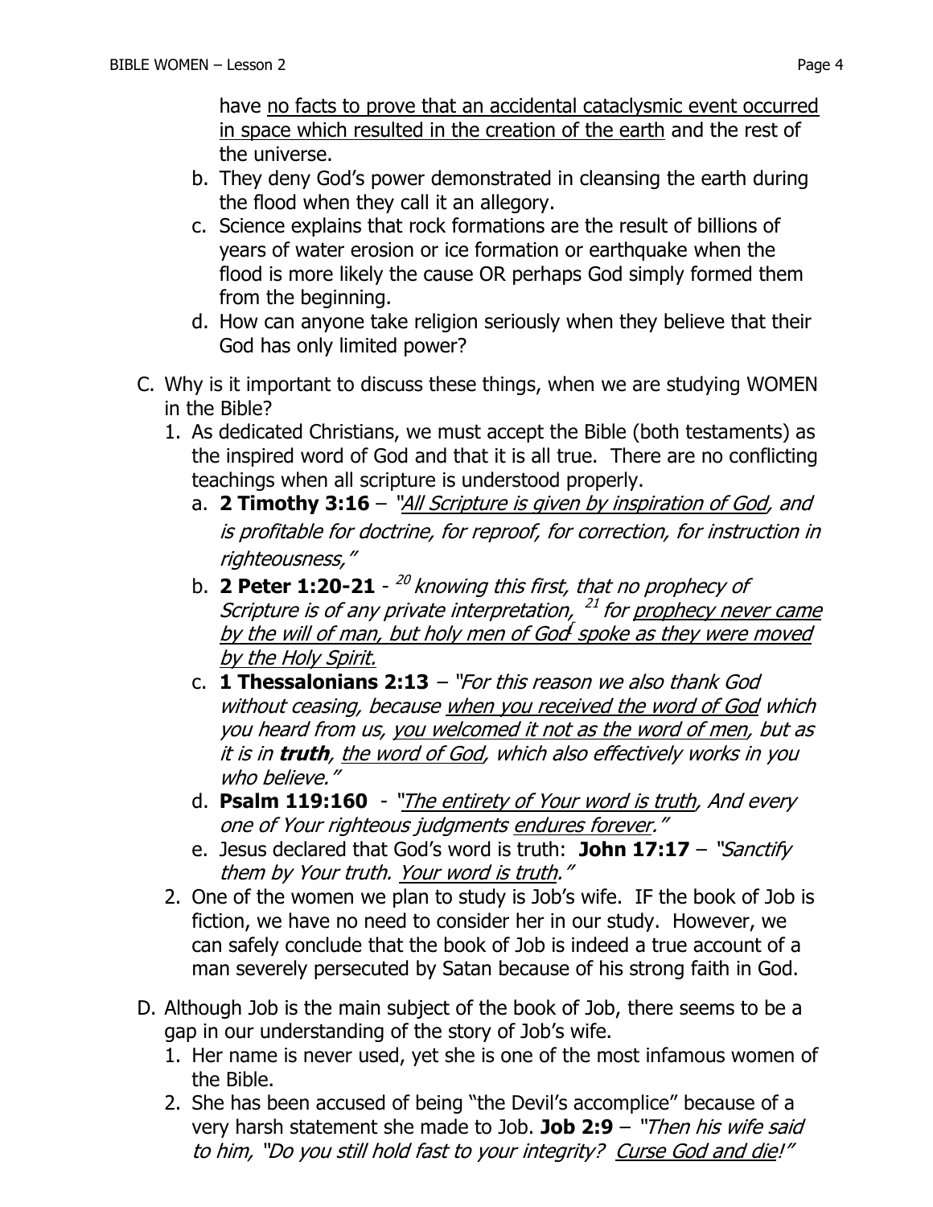have <u>no facts to prove that an accidental cataclysmic event occurred in space which resulted in the creation of the earth</u> and the rest of the universe.

   b. They deny God's power demonstrated in cleansing the earth during the flood when they call it an allegory.
   c. Science explains that rock formations are the result of billions of years of water erosion or ice formation or earthquake when the flood is more likely the cause OR perhaps God simply formed them from the beginning.
   d. How can anyone take religion seriously when they believe that their God has only limited power?

C. Why is it important to discuss these things, when we are studying WOMEN in the Bible?
   1. As dedicated Christians, we must accept the Bible (both testaments) as the inspired word of God and that it is all true. There are no conflicting teachings when all scripture is understood properly.
      a. **2 Timothy 3:16** – *"<u>All Scripture is given by inspiration of God</u>, and is profitable for doctrine, for reproof, for correction, for instruction in righteousness,"*
      b. **2 Peter 1:20-21** - *[20] knowing this first, that no prophecy of Scripture is of any private interpretation, [21] for <u>prophecy never came by the will of man, but holy men of God spoke as they were moved by the Holy Spirit.</u>*
      c. **1 Thessalonians 2:13** – *"For this reason we also thank God without ceasing, because <u>when you received the word of God</u> which you heard from us, <u>you welcomed it not as the word of men</u>, but as it is in **truth**, <u>the word of God</u>, which also effectively works in you who believe."*
      d. **Psalm 119:160** - *"<u>The entirety of Your word is truth</u>, And every one of Your righteous judgments <u>endures forever</u>."*
      e. Jesus declared that God's word is truth: **John 17:17** – *"Sanctify them by Your truth. <u>Your word is truth</u>."*
   2. One of the women we plan to study is Job's wife. IF the book of Job is fiction, we have no need to consider her in our study. However, we can safely conclude that the book of Job is indeed a true account of a man severely persecuted by Satan because of his strong faith in God.

D. Although Job is the main subject of the book of Job, there seems to be a gap in our understanding of the story of Job's wife.
   1. Her name is never used, yet she is one of the most infamous women of the Bible.
   2. She has been accused of being "the Devil's accomplice" because of a very harsh statement she made to Job. **Job 2:9** – *"Then his wife said to him, "Do you still hold fast to your integrity? <u>Curse God and die</u>!"*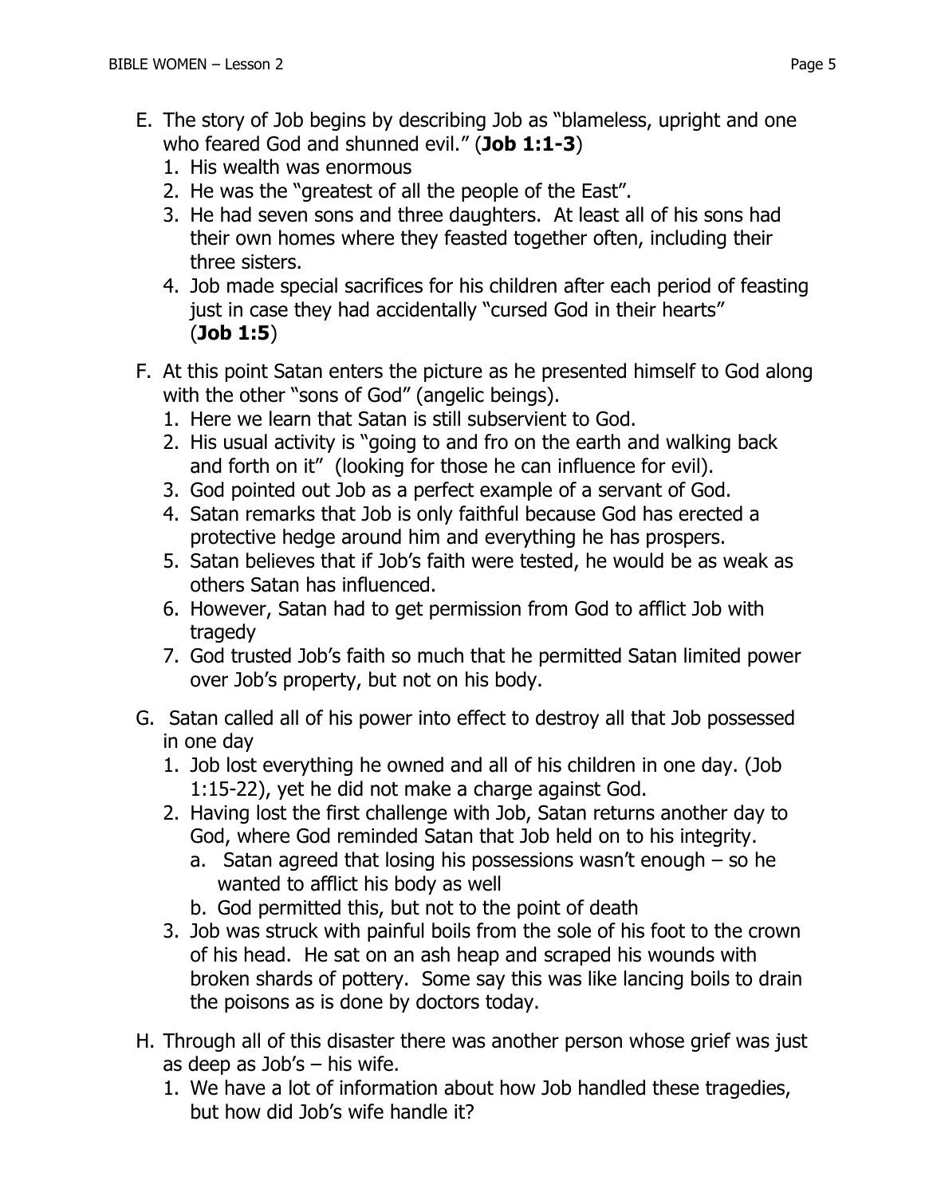E. The story of Job begins by describing Job as "blameless, upright and one who feared God and shunned evil." (**Job 1:1-3**)
   1. His wealth was enormous
   2. He was the "greatest of all the people of the East".
   3. He had seven sons and three daughters. At least all of his sons had their own homes where they feasted together often, including their three sisters.
   4. Job made special sacrifices for his children after each period of feasting just in case they had accidentally "cursed God in their hearts" (**Job 1:5**)

F. At this point Satan enters the picture as he presented himself to God along with the other "sons of God" (angelic beings).
   1. Here we learn that Satan is still subservient to God.
   2. His usual activity is "going to and fro on the earth and walking back and forth on it" (looking for those he can influence for evil).
   3. God pointed out Job as a perfect example of a servant of God.
   4. Satan remarks that Job is only faithful because God has erected a protective hedge around him and everything he has prospers.
   5. Satan believes that if Job's faith were tested, he would be as weak as others Satan has influenced.
   6. However, Satan had to get permission from God to afflict Job with tragedy
   7. God trusted Job's faith so much that he permitted Satan limited power over Job's property, but not on his body.

G. Satan called all of his power into effect to destroy all that Job possessed in one day
   1. Job lost everything he owned and all of his children in one day. (Job 1:15-22), yet he did not make a charge against God.
   2. Having lost the first challenge with Job, Satan returns another day to God, where God reminded Satan that Job held on to his integrity.
      a. Satan agreed that losing his possessions wasn't enough – so he wanted to afflict his body as well
      b. God permitted this, but not to the point of death
   3. Job was struck with painful boils from the sole of his foot to the crown of his head. He sat on an ash heap and scraped his wounds with broken shards of pottery. Some say this was like lancing boils to drain the poisons as is done by doctors today.

H. Through all of this disaster there was another person whose grief was just as deep as Job's – his wife.
   1. We have a lot of information about how Job handled these tragedies, but how did Job's wife handle it?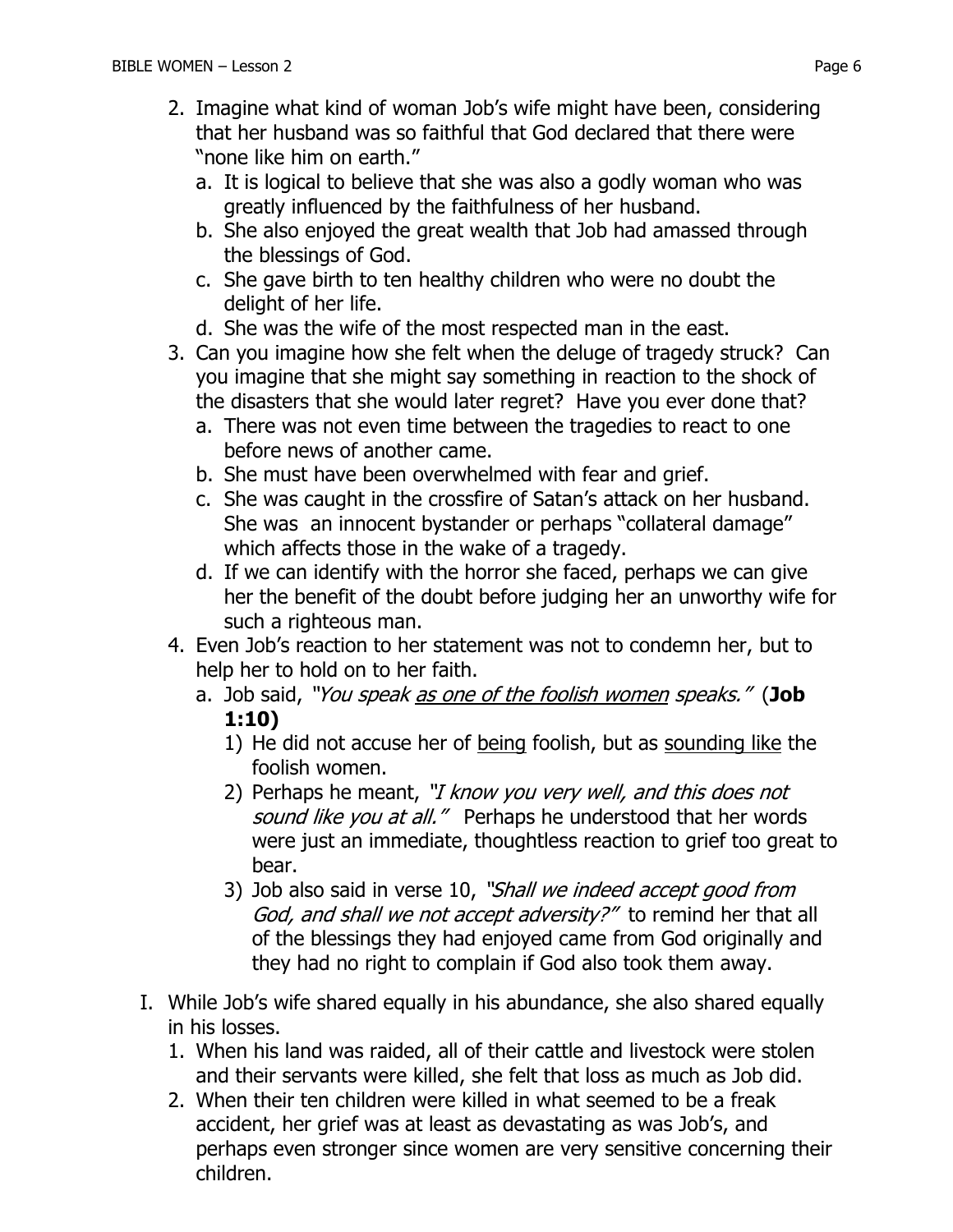2. Imagine what kind of woman Job's wife might have been, considering that her husband was so faithful that God declared that there were "none like him on earth."
   a. It is logical to believe that she was also a godly woman who was greatly influenced by the faithfulness of her husband.
   b. She also enjoyed the great wealth that Job had amassed through the blessings of God.
   c. She gave birth to ten healthy children who were no doubt the delight of her life.
   d. She was the wife of the most respected man in the east.
3. Can you imagine how she felt when the deluge of tragedy struck? Can you imagine that she might say something in reaction to the shock of the disasters that she would later regret? Have you ever done that?
   a. There was not even time between the tragedies to react to one before news of another came.
   b. She must have been overwhelmed with fear and grief.
   c. She was caught in the crossfire of Satan's attack on her husband. She was an innocent bystander or perhaps "collateral damage" which affects those in the wake of a tragedy.
   d. If we can identify with the horror she faced, perhaps we can give her the benefit of the doubt before judging her an unworthy wife for such a righteous man.
4. Even Job's reaction to her statement was not to condemn her, but to help her to hold on to her faith.
   a. Job said, *"You speak <u>as one of the foolish women</u> speaks."* (**Job 1:10)**
      1) He did not accuse her of <u>being</u> foolish, but as <u>sounding like</u> the foolish women.
      2) Perhaps he meant, *"I know you very well, and this does not sound like you at all."* Perhaps he understood that her words were just an immediate, thoughtless reaction to grief too great to bear.
      3) Job also said in verse 10, *"Shall we indeed accept good from God, and shall we not accept adversity?"* to remind her that all of the blessings they had enjoyed came from God originally and they had no right to complain if God also took them away.

I. While Job's wife shared equally in his abundance, she also shared equally in his losses.
   1. When his land was raided, all of their cattle and livestock were stolen and their servants were killed, she felt that loss as much as Job did.
   2. When their ten children were killed in what seemed to be a freak accident, her grief was at least as devastating as was Job's, and perhaps even stronger since women are very sensitive concerning their children.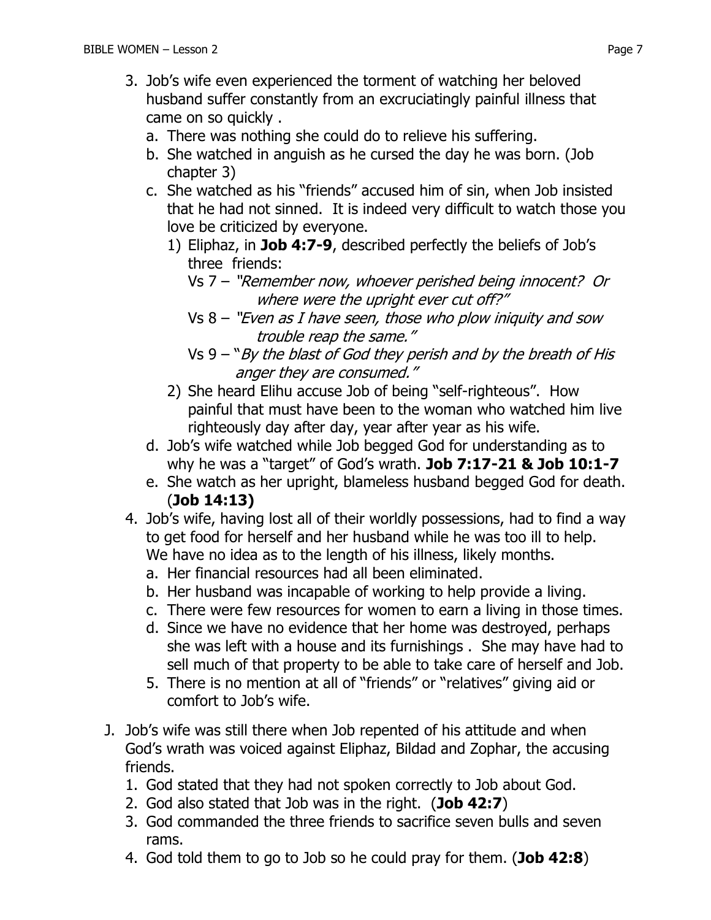3. Job's wife even experienced the torment of watching her beloved husband suffer constantly from an excruciatingly painful illness that came on so quickly .
   a. There was nothing she could do to relieve his suffering.
   b. She watched in anguish as he cursed the day he was born. (Job chapter 3)
   c. She watched as his "friends" accused him of sin, when Job insisted that he had not sinned. It is indeed very difficult to watch those you love be criticized by everyone.
      1) Eliphaz, in **Job 4:7-9**, described perfectly the beliefs of Job's three friends:
         Vs 7 – *"Remember now, whoever perished being innocent? Or where were the upright ever cut off?"*
         Vs 8 – *"Even as I have seen, those who plow iniquity and sow trouble reap the same."*
         Vs 9 – "*By the blast of God they perish and by the breath of His anger they are consumed."*
      2) She heard Elihu accuse Job of being "self-righteous". How painful that must have been to the woman who watched him live righteously day after day, year after year as his wife.
   d. Job's wife watched while Job begged God for understanding as to why he was a "target" of God's wrath. **Job 7:17-21 & Job 10:1-7**
   e. She watch as her upright, blameless husband begged God for death. (**Job 14:13)**
4. Job's wife, having lost all of their worldly possessions, had to find a way to get food for herself and her husband while he was too ill to help. We have no idea as to the length of his illness, likely months.
   a. Her financial resources had all been eliminated.
   b. Her husband was incapable of working to help provide a living.
   c. There were few resources for women to earn a living in those times.
   d. Since we have no evidence that her home was destroyed, perhaps she was left with a house and its furnishings . She may have had to sell much of that property to be able to take care of herself and Job.
   5. There is no mention at all of "friends" or "relatives" giving aid or comfort to Job's wife.

J. Job's wife was still there when Job repented of his attitude and when God's wrath was voiced against Eliphaz, Bildad and Zophar, the accusing friends.
   1. God stated that they had not spoken correctly to Job about God.
   2. God also stated that Job was in the right. (**Job 42:7**)
   3. God commanded the three friends to sacrifice seven bulls and seven rams.
   4. God told them to go to Job so he could pray for them. (**Job 42:8**)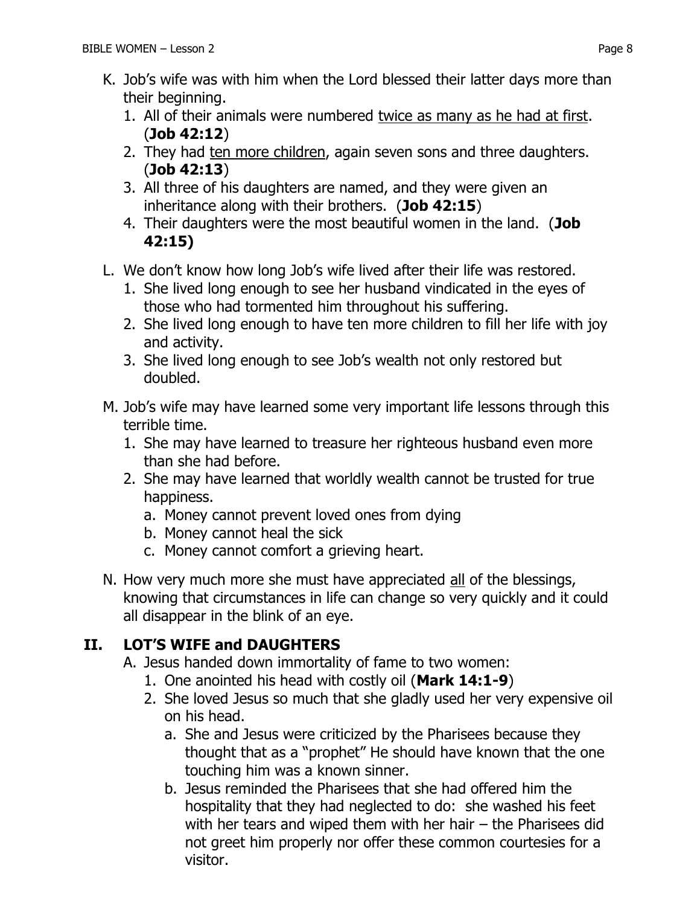K. Job's wife was with him when the Lord blessed their latter days more than their beginning.
   1. All of their animals were numbered <u>twice as many as he had at first</u>. (**Job 42:12**)
   2. They had <u>ten more children</u>, again seven sons and three daughters. (**Job 42:13**)
   3. All three of his daughters are named, and they were given an inheritance along with their brothers. (**Job 42:15**)
   4. Their daughters were the most beautiful women in the land. (**Job 42:15)**

L. We don't know how long Job's wife lived after their life was restored.
   1. She lived long enough to see her husband vindicated in the eyes of those who had tormented him throughout his suffering.
   2. She lived long enough to have ten more children to fill her life with joy and activity.
   3. She lived long enough to see Job's wealth not only restored but doubled.

M. Job's wife may have learned some very important life lessons through this terrible time.
   1. She may have learned to treasure her righteous husband even more than she had before.
   2. She may have learned that worldly wealth cannot be trusted for true happiness.
      a. Money cannot prevent loved ones from dying
      b. Money cannot heal the sick
      c. Money cannot comfort a grieving heart.

N. How very much more she must have appreciated <u>all</u> of the blessings, knowing that circumstances in life can change so very quickly and it could all disappear in the blink of an eye.

## II. LOT'S WIFE and DAUGHTERS

A. Jesus handed down immortality of fame to two women:
   1. One anointed his head with costly oil (**Mark 14:1-9**)
   2. She loved Jesus so much that she gladly used her very expensive oil on his head.
      a. She and Jesus were criticized by the Pharisees because they thought that as a "prophet" He should have known that the one touching him was a known sinner.
      b. Jesus reminded the Pharisees that she had offered him the hospitality that they had neglected to do: she washed his feet with her tears and wiped them with her hair – the Pharisees did not greet him properly nor offer these common courtesies for a visitor.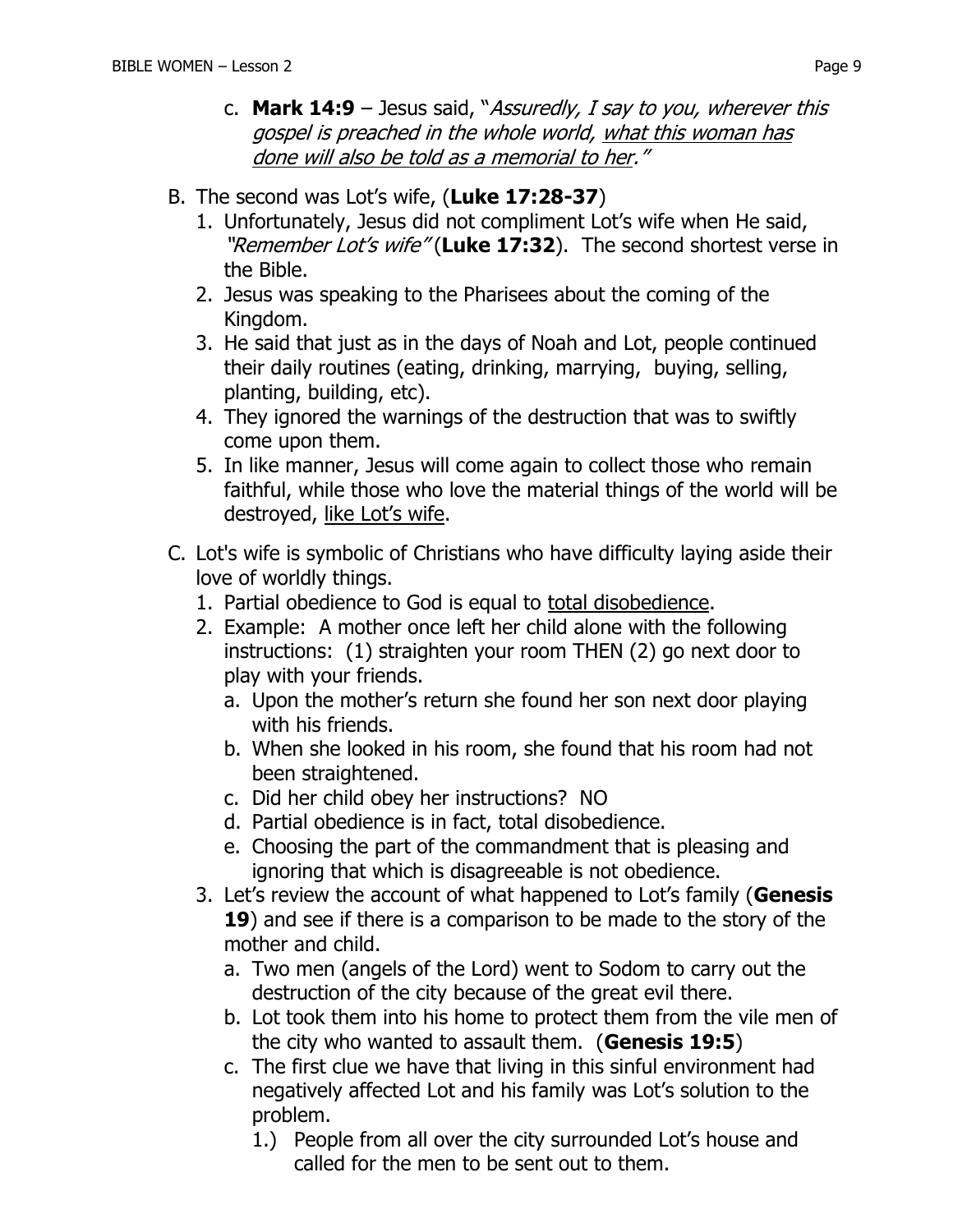c. **Mark 14:9** – Jesus said, "*Assuredly, I say to you, wherever this gospel is preached in the whole world, <u>what this woman has done will also be told as a memorial to her</u>.*"

B. The second was Lot's wife, (**Luke 17:28-37**)

   1. Unfortunately, Jesus did not compliment Lot's wife when He said, *"Remember Lot's wife"* (**Luke 17:32**). The second shortest verse in the Bible.
   2. Jesus was speaking to the Pharisees about the coming of the Kingdom.
   3. He said that just as in the days of Noah and Lot, people continued their daily routines (eating, drinking, marrying, buying, selling, planting, building, etc).
   4. They ignored the warnings of the destruction that was to swiftly come upon them.
   5. In like manner, Jesus will come again to collect those who remain faithful, while those who love the material things of the world will be destroyed, <u>like Lot's wife</u>.

C. Lot's wife is symbolic of Christians who have difficulty laying aside their love of worldly things.

   1. Partial obedience to God is equal to <u>total disobedience</u>.
   2. Example: A mother once left her child alone with the following instructions: (1) straighten your room THEN (2) go next door to play with your friends.
      a. Upon the mother's return she found her son next door playing with his friends.
      b. When she looked in his room, she found that his room had not been straightened.
      c. Did her child obey her instructions? NO
      d. Partial obedience is in fact, total disobedience.
      e. Choosing the part of the commandment that is pleasing and ignoring that which is disagreeable is not obedience.
   3. Let's review the account of what happened to Lot's family (**Genesis 19**) and see if there is a comparison to be made to the story of the mother and child.
      a. Two men (angels of the Lord) went to Sodom to carry out the destruction of the city because of the great evil there.
      b. Lot took them into his home to protect them from the vile men of the city who wanted to assault them. (**Genesis 19:5**)
      c. The first clue we have that living in this sinful environment had negatively affected Lot and his family was Lot's solution to the problem.
         1.) People from all over the city surrounded Lot's house and called for the men to be sent out to them.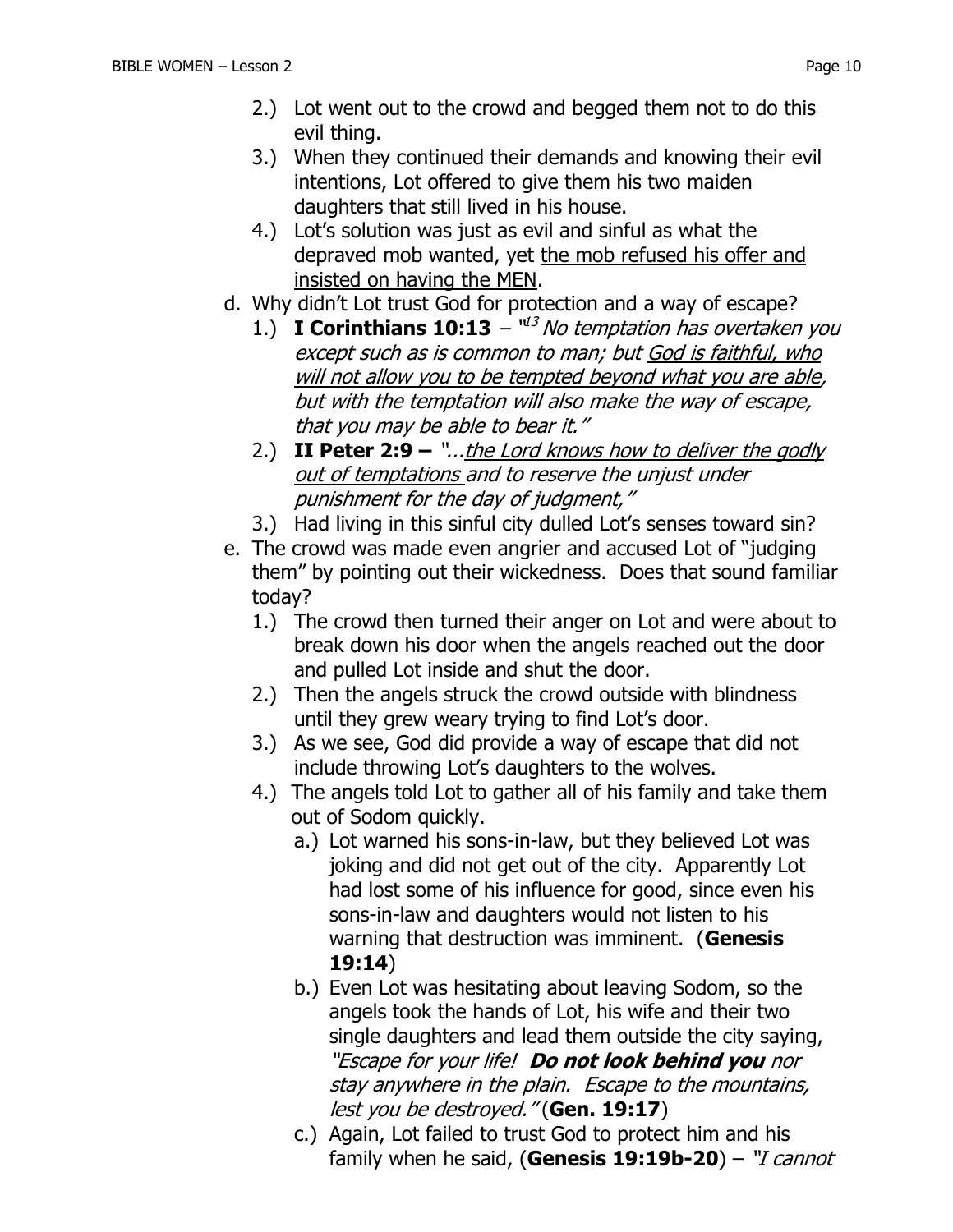2.) Lot went out to the crowd and begged them not to do this evil thing.

3.) When they continued their demands and knowing their evil intentions, Lot offered to give them his two maiden daughters that still lived in his house.

4.) Lot's solution was just as evil and sinful as what the depraved mob wanted, yet <u>the mob refused his offer and insisted on having the MEN</u>.

d. Why didn't Lot trust God for protection and a way of escape?

1.) **I Corinthians 10:13** – *"[13] No temptation has overtaken you except such as is common to man; but <u>God is faithful, who will not allow you to be tempted beyond what you are able</u>, but with the temptation <u>will also make the way of escape</u>, that you may be able to bear it."*

2.) **II Peter 2:9 –** *"...<u>the Lord knows how to deliver the godly out of temptations</u> and to reserve the unjust under punishment for the day of judgment,"*

3.) Had living in this sinful city dulled Lot's senses toward sin?

e. The crowd was made even angrier and accused Lot of "judging them" by pointing out their wickedness. Does that sound familiar today?

1.) The crowd then turned their anger on Lot and were about to break down his door when the angels reached out the door and pulled Lot inside and shut the door.

2.) Then the angels struck the crowd outside with blindness until they grew weary trying to find Lot's door.

3.) As we see, God did provide a way of escape that did not include throwing Lot's daughters to the wolves.

4.) The angels told Lot to gather all of his family and take them out of Sodom quickly.

a.) Lot warned his sons-in-law, but they believed Lot was joking and did not get out of the city. Apparently Lot had lost some of his influence for good, since even his sons-in-law and daughters would not listen to his warning that destruction was imminent. (**Genesis 19:14**)

b.) Even Lot was hesitating about leaving Sodom, so the angels took the hands of Lot, his wife and their two single daughters and lead them outside the city saying, *"Escape for your life!* ***Do not look behind you*** *nor stay anywhere in the plain. Escape to the mountains, lest you be destroyed."* (**Gen. 19:17**)

c.) Again, Lot failed to trust God to protect him and his family when he said, (**Genesis 19:19b-20**) – *"I cannot*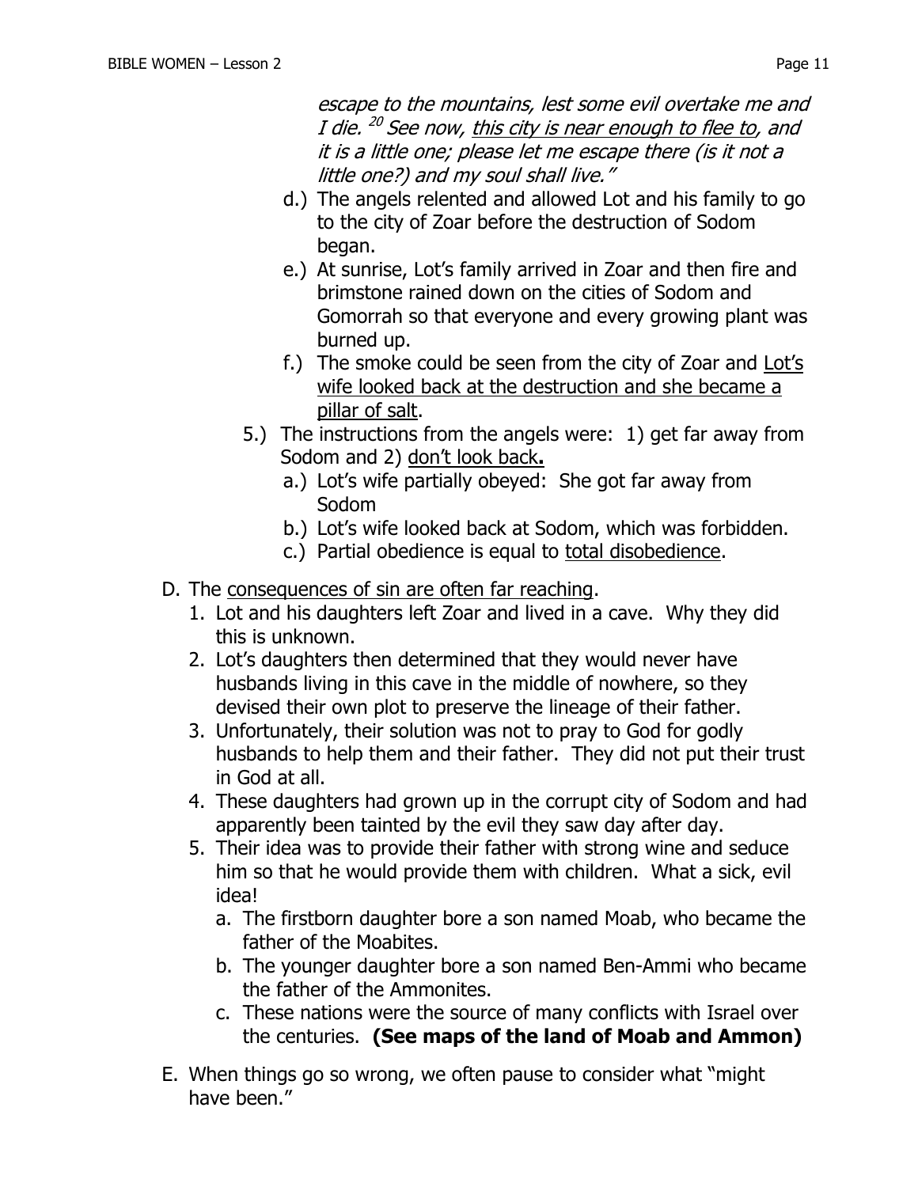*escape to the mountains, lest some evil overtake me and I die.* [20] *See now, this city is near enough to flee to, and it is a little one; please let me escape there (is it not a little one?) and my soul shall live."*

- d.) The angels relented and allowed Lot and his family to go to the city of Zoar before the destruction of Sodom began.
- e.) At sunrise, Lot's family arrived in Zoar and then fire and brimstone rained down on the cities of Sodom and Gomorrah so that everyone and every growing plant was burned up.
- f.) The smoke could be seen from the city of Zoar and Lot's wife looked back at the destruction and she became a pillar of salt.

5.) The instructions from the angels were: 1) get far away from Sodom and 2) don't look back**.**

- a.) Lot's wife partially obeyed: She got far away from Sodom
- b.) Lot's wife looked back at Sodom, which was forbidden.
- c.) Partial obedience is equal to total disobedience.

D. The consequences of sin are often far reaching.

1. Lot and his daughters left Zoar and lived in a cave. Why they did this is unknown.
2. Lot's daughters then determined that they would never have husbands living in this cave in the middle of nowhere, so they devised their own plot to preserve the lineage of their father.
3. Unfortunately, their solution was not to pray to God for godly husbands to help them and their father. They did not put their trust in God at all.
4. These daughters had grown up in the corrupt city of Sodom and had apparently been tainted by the evil they saw day after day.
5. Their idea was to provide their father with strong wine and seduce him so that he would provide them with children. What a sick, evil idea!
   - a. The firstborn daughter bore a son named Moab, who became the father of the Moabites.
   - b. The younger daughter bore a son named Ben-Ammi who became the father of the Ammonites.
   - c. These nations were the source of many conflicts with Israel over the centuries. **(See maps of the land of Moab and Ammon)**

E. When things go so wrong, we often pause to consider what "might have been."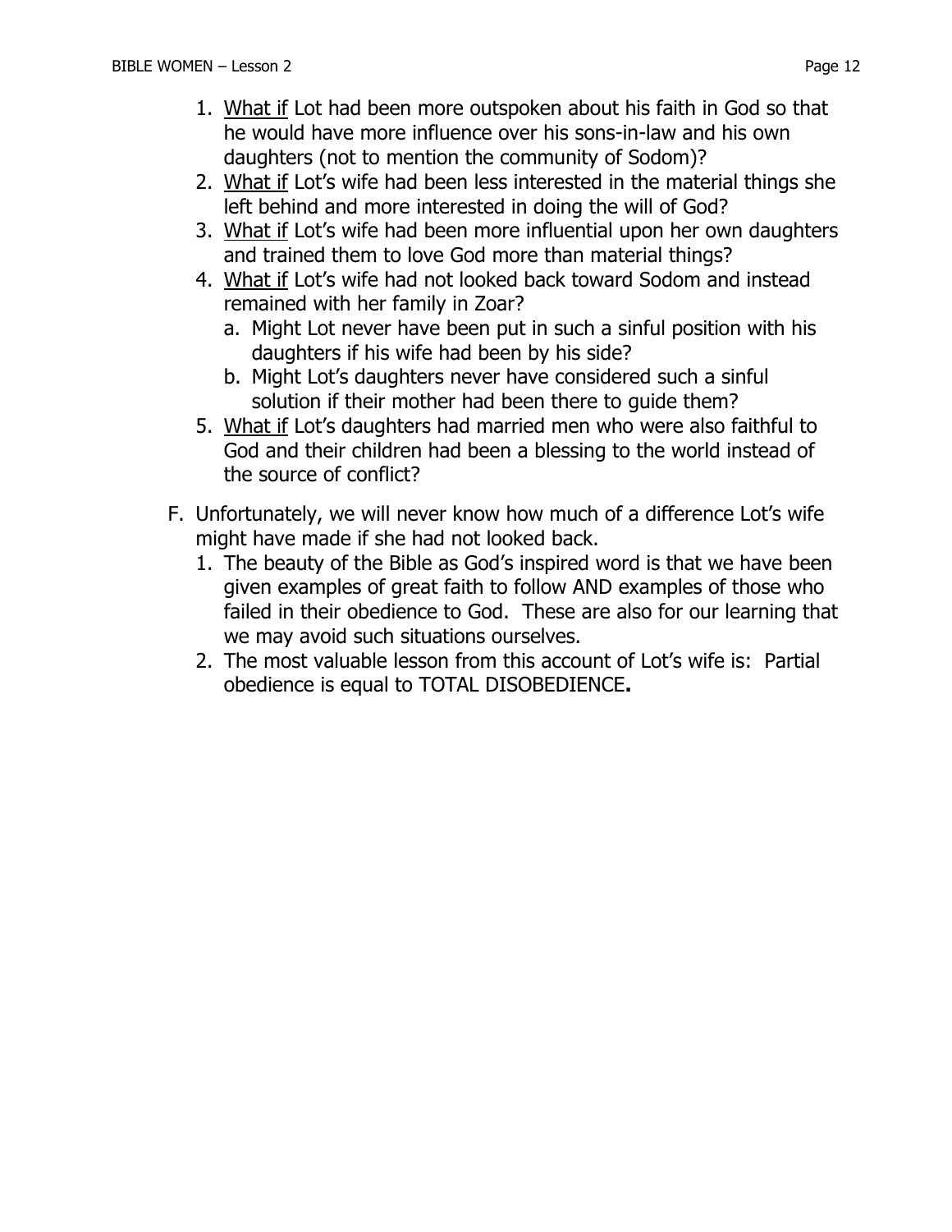1. <u>What if</u> Lot had been more outspoken about his faith in God so that he would have more influence over his sons-in-law and his own daughters (not to mention the community of Sodom)?
2. <u>What if</u> Lot's wife had been less interested in the material things she left behind and more interested in doing the will of God?
3. <u>What if</u> Lot's wife had been more influential upon her own daughters and trained them to love God more than material things?
4. <u>What if</u> Lot's wife had not looked back toward Sodom and instead remained with her family in Zoar?
   a. Might Lot never have been put in such a sinful position with his daughters if his wife had been by his side?
   b. Might Lot's daughters never have considered such a sinful solution if their mother had been there to guide them?
5. <u>What if</u> Lot's daughters had married men who were also faithful to God and their children had been a blessing to the world instead of the source of conflict?

F. Unfortunately, we will never know how much of a difference Lot's wife might have made if she had not looked back.
   1. The beauty of the Bible as God's inspired word is that we have been given examples of great faith to follow AND examples of those who failed in their obedience to God. These are also for our learning that we may avoid such situations ourselves.
   2. The most valuable lesson from this account of Lot's wife is: Partial obedience is equal to TOTAL DISOBEDIENCE**.**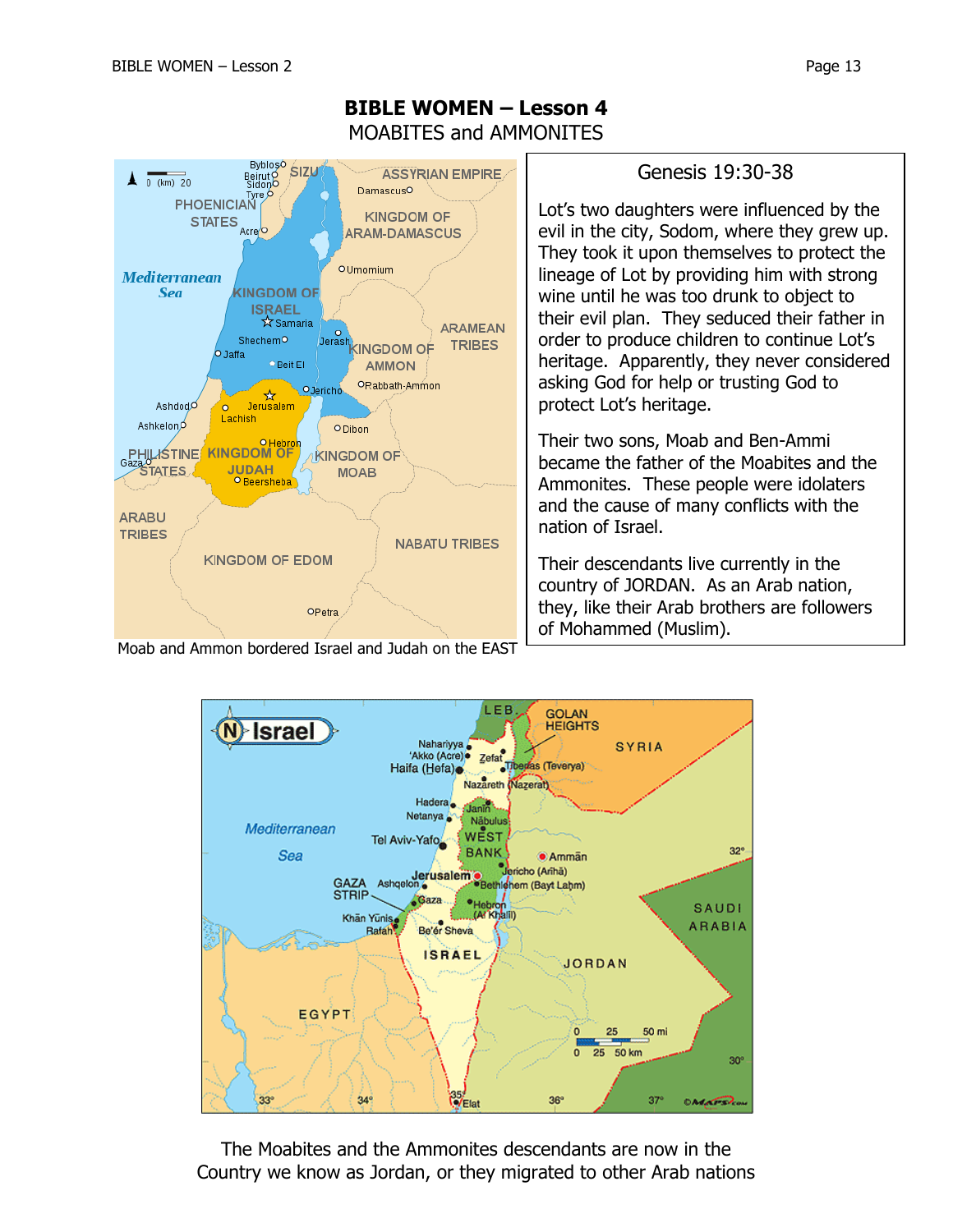# BIBLE WOMEN – Lesson 4

## MOABITES and AMMONITES

Moab and Ammon bordered Israel and Judah on the EAST

### Genesis 19:30-38

Lot's two daughters were influenced by the evil in the city, Sodom, where they grew up. They took it upon themselves to protect the lineage of Lot by providing him with strong wine until he was too drunk to object to their evil plan. They seduced their father in order to produce children to continue Lot's heritage. Apparently, they never considered asking God for help or trusting God to protect Lot's heritage.

Their two sons, Moab and Ben-Ammi became the father of the Moabites and the Ammonites. These people were idolaters and the cause of many conflicts with the nation of Israel.

Their descendants live currently in the country of JORDAN. As an Arab nation, they, like their Arab brothers are followers of Mohammed (Muslim).

The Moabites and the Ammonites descendants are now in the Country we know as Jordan, or they migrated to other Arab nations